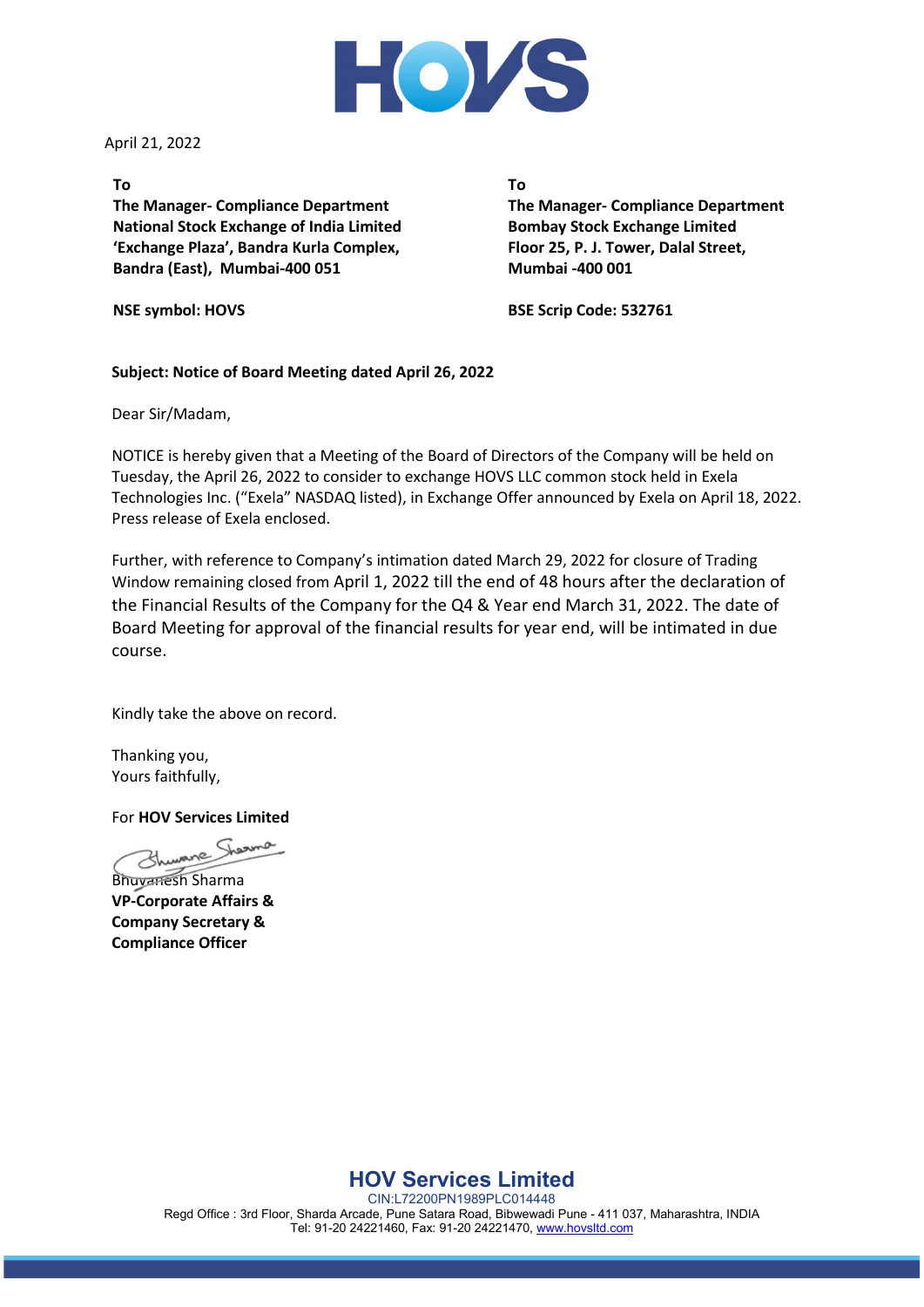HOVS

April 21, 2022

**To**
**The Manager- Compliance Department**
**National Stock Exchange of India Limited**
**'Exchange Plaza', Bandra Kurla Complex,**
**Bandra (East), Mumbai-400 051**

**NSE symbol: HOVS**

**To**
**The Manager- Compliance Department**
**Bombay Stock Exchange Limited**
**Floor 25, P. J. Tower, Dalal Street,**
**Mumbai -400 001**

**BSE Scrip Code: 532761**

**Subject: Notice of Board Meeting dated April 26, 2022**

Dear Sir/Madam,

NOTICE is hereby given that a Meeting of the Board of Directors of the Company will be held on Tuesday, the April 26, 2022 to consider to exchange HOVS LLC common stock held in Exela Technologies Inc. ("Exela" NASDAQ listed), in Exchange Offer announced by Exela on April 18, 2022. Press release of Exela enclosed.

Further, with reference to Company's intimation dated March 29, 2022 for closure of Trading Window remaining closed from April 1, 2022 till the end of 48 hours after the declaration of the Financial Results of the Company for the Q4 & Year end March 31, 2022. The date of Board Meeting for approval of the financial results for year end, will be intimated in due course.

Kindly take the above on record.

Thanking you,
Yours faithfully,

For **HOV Services Limited**

Bhuvanesh Sharma
**VP-Corporate Affairs &**
**Company Secretary &**
**Compliance Officer**

**HOV Services Limited**
CIN:L72200PN1989PLC014448
Regd Office : 3rd Floor, Sharda Arcade, Pune Satara Road, Bibwewadi Pune - 411 037, Maharashtra, INDIA
Tel: 91-20 24221460, Fax: 91-20 24221470, www.hovsltd.com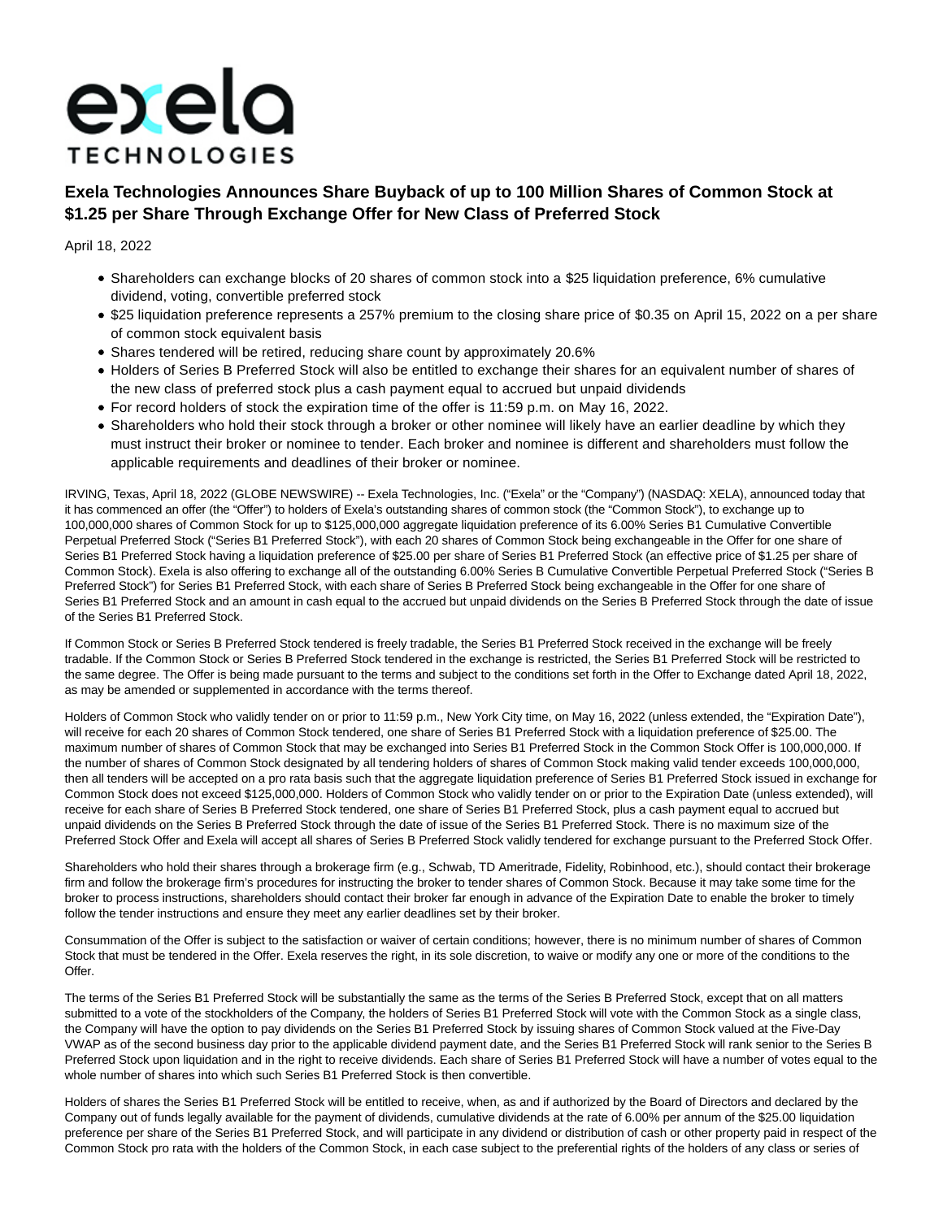# Exela Technologies Announces Share Buyback of up to 100 Million Shares of Common Stock at $1.25 per Share Through Exchange Offer for New Class of Preferred Stock

April 18, 2022

- Shareholders can exchange blocks of 20 shares of common stock into a $25 liquidation preference, 6% cumulative dividend, voting, convertible preferred stock
- $25 liquidation preference represents a 257% premium to the closing share price of $0.35 on April 15, 2022 on a per share of common stock equivalent basis
- Shares tendered will be retired, reducing share count by approximately 20.6%
- Holders of Series B Preferred Stock will also be entitled to exchange their shares for an equivalent number of shares of the new class of preferred stock plus a cash payment equal to accrued but unpaid dividends
- For record holders of stock the expiration time of the offer is 11:59 p.m. on May 16, 2022.
- Shareholders who hold their stock through a broker or other nominee will likely have an earlier deadline by which they must instruct their broker or nominee to tender. Each broker and nominee is different and shareholders must follow the applicable requirements and deadlines of their broker or nominee.

IRVING, Texas, April 18, 2022 (GLOBE NEWSWIRE) -- Exela Technologies, Inc. ("Exela" or the "Company") (NASDAQ: XELA), announced today that it has commenced an offer (the "Offer") to holders of Exela's outstanding shares of common stock (the "Common Stock"), to exchange up to 100,000,000 shares of Common Stock for up to $125,000,000 aggregate liquidation preference of its 6.00% Series B1 Cumulative Convertible Perpetual Preferred Stock ("Series B1 Preferred Stock"), with each 20 shares of Common Stock being exchangeable in the Offer for one share of Series B1 Preferred Stock having a liquidation preference of $25.00 per share of Series B1 Preferred Stock (an effective price of $1.25 per share of Common Stock). Exela is also offering to exchange all of the outstanding 6.00% Series B Cumulative Convertible Perpetual Preferred Stock ("Series B Preferred Stock") for Series B1 Preferred Stock, with each share of Series B Preferred Stock being exchangeable in the Offer for one share of Series B1 Preferred Stock and an amount in cash equal to the accrued but unpaid dividends on the Series B Preferred Stock through the date of issue of the Series B1 Preferred Stock.

If Common Stock or Series B Preferred Stock tendered is freely tradable, the Series B1 Preferred Stock received in the exchange will be freely tradable. If the Common Stock or Series B Preferred Stock tendered in the exchange is restricted, the Series B1 Preferred Stock will be restricted to the same degree. The Offer is being made pursuant to the terms and subject to the conditions set forth in the Offer to Exchange dated April 18, 2022, as may be amended or supplemented in accordance with the terms thereof.

Holders of Common Stock who validly tender on or prior to 11:59 p.m., New York City time, on May 16, 2022 (unless extended, the "Expiration Date"), will receive for each 20 shares of Common Stock tendered, one share of Series B1 Preferred Stock with a liquidation preference of $25.00. The maximum number of shares of Common Stock that may be exchanged into Series B1 Preferred Stock in the Common Stock Offer is 100,000,000. If the number of shares of Common Stock designated by all tendering holders of shares of Common Stock making valid tender exceeds 100,000,000, then all tenders will be accepted on a pro rata basis such that the aggregate liquidation preference of Series B1 Preferred Stock issued in exchange for Common Stock does not exceed $125,000,000. Holders of Common Stock who validly tender on or prior to the Expiration Date (unless extended), will receive for each share of Series B Preferred Stock tendered, one share of Series B1 Preferred Stock, plus a cash payment equal to accrued but unpaid dividends on the Series B Preferred Stock through the date of issue of the Series B1 Preferred Stock. There is no maximum size of the Preferred Stock Offer and Exela will accept all shares of Series B Preferred Stock validly tendered for exchange pursuant to the Preferred Stock Offer.

Shareholders who hold their shares through a brokerage firm (e.g., Schwab, TD Ameritrade, Fidelity, Robinhood, etc.), should contact their brokerage firm and follow the brokerage firm's procedures for instructing the broker to tender shares of Common Stock. Because it may take some time for the broker to process instructions, shareholders should contact their broker far enough in advance of the Expiration Date to enable the broker to timely follow the tender instructions and ensure they meet any earlier deadlines set by their broker.

Consummation of the Offer is subject to the satisfaction or waiver of certain conditions; however, there is no minimum number of shares of Common Stock that must be tendered in the Offer. Exela reserves the right, in its sole discretion, to waive or modify any one or more of the conditions to the Offer.

The terms of the Series B1 Preferred Stock will be substantially the same as the terms of the Series B Preferred Stock, except that on all matters submitted to a vote of the stockholders of the Company, the holders of Series B1 Preferred Stock will vote with the Common Stock as a single class, the Company will have the option to pay dividends on the Series B1 Preferred Stock by issuing shares of Common Stock valued at the Five-Day VWAP as of the second business day prior to the applicable dividend payment date, and the Series B1 Preferred Stock will rank senior to the Series B Preferred Stock upon liquidation and in the right to receive dividends. Each share of Series B1 Preferred Stock will have a number of votes equal to the whole number of shares into which such Series B1 Preferred Stock is then convertible.

Holders of shares the Series B1 Preferred Stock will be entitled to receive, when, as and if authorized by the Board of Directors and declared by the Company out of funds legally available for the payment of dividends, cumulative dividends at the rate of 6.00% per annum of the $25.00 liquidation preference per share of the Series B1 Preferred Stock, and will participate in any dividend or distribution of cash or other property paid in respect of the Common Stock pro rata with the holders of the Common Stock, in each case subject to the preferential rights of the holders of any class or series of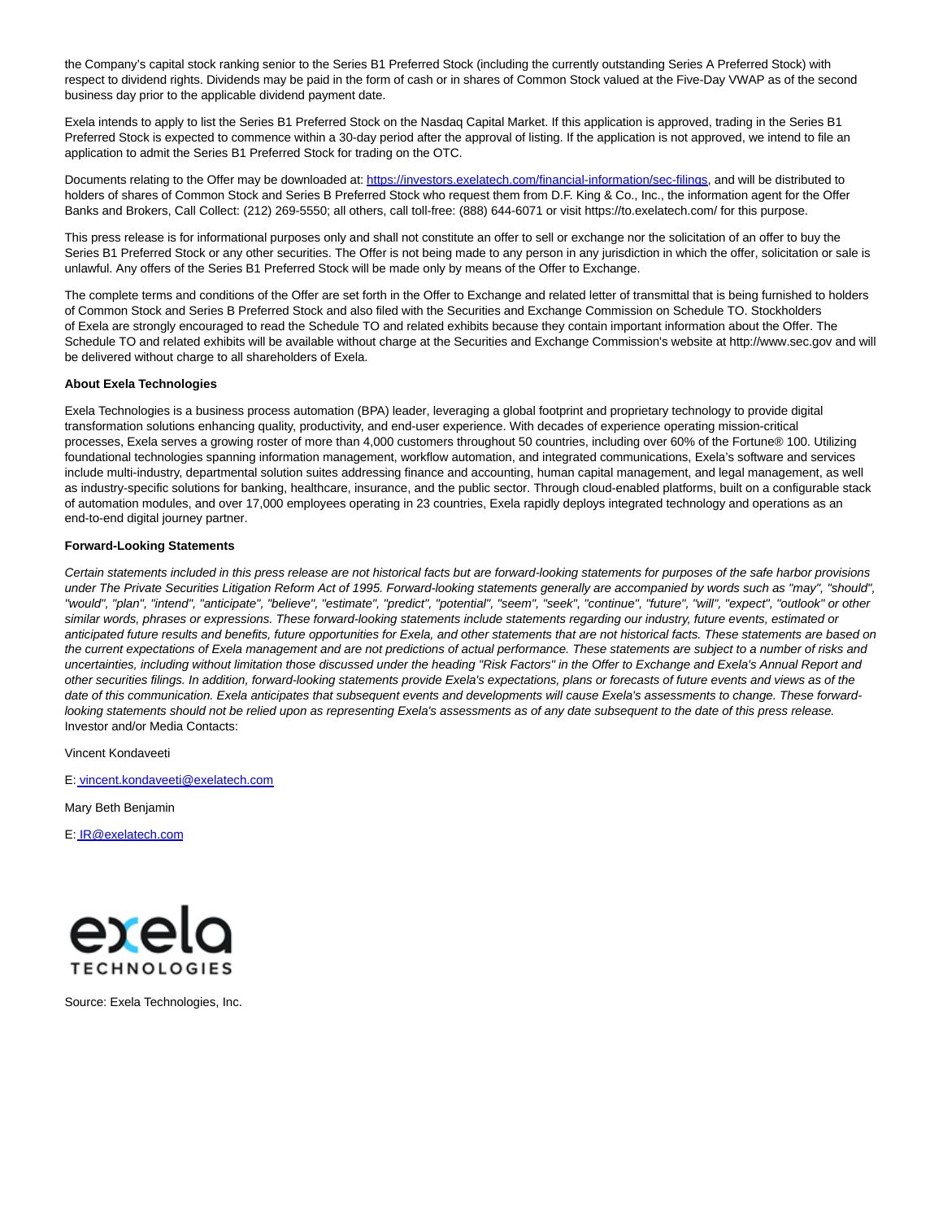the Company's capital stock ranking senior to the Series B1 Preferred Stock (including the currently outstanding Series A Preferred Stock) with respect to dividend rights. Dividends may be paid in the form of cash or in shares of Common Stock valued at the Five-Day VWAP as of the second business day prior to the applicable dividend payment date.

Exela intends to apply to list the Series B1 Preferred Stock on the Nasdaq Capital Market. If this application is approved, trading in the Series B1 Preferred Stock is expected to commence within a 30-day period after the approval of listing. If the application is not approved, we intend to file an application to admit the Series B1 Preferred Stock for trading on the OTC.

Documents relating to the Offer may be downloaded at: [https://investors.exelatech.com/financial-information/sec-filings](https://investors.exelatech.com/financial-information/sec-filings), and will be distributed to holders of shares of Common Stock and Series B Preferred Stock who request them from D.F. King & Co., Inc., the information agent for the Offer Banks and Brokers, Call Collect: (212) 269-5550; all others, call toll-free: (888) 644-6071 or visit https://to.exelatech.com/ for this purpose.

This press release is for informational purposes only and shall not constitute an offer to sell or exchange nor the solicitation of an offer to buy the Series B1 Preferred Stock or any other securities. The Offer is not being made to any person in any jurisdiction in which the offer, solicitation or sale is unlawful. Any offers of the Series B1 Preferred Stock will be made only by means of the Offer to Exchange.

The complete terms and conditions of the Offer are set forth in the Offer to Exchange and related letter of transmittal that is being furnished to holders of Common Stock and Series B Preferred Stock and also filed with the Securities and Exchange Commission on Schedule TO. Stockholders of Exela are strongly encouraged to read the Schedule TO and related exhibits because they contain important information about the Offer. The Schedule TO and related exhibits will be available without charge at the Securities and Exchange Commission's website at http://www.sec.gov and will be delivered without charge to all shareholders of Exela.

**About Exela Technologies**

Exela Technologies is a business process automation (BPA) leader, leveraging a global footprint and proprietary technology to provide digital transformation solutions enhancing quality, productivity, and end-user experience. With decades of experience operating mission-critical processes, Exela serves a growing roster of more than 4,000 customers throughout 50 countries, including over 60% of the Fortune® 100. Utilizing foundational technologies spanning information management, workflow automation, and integrated communications, Exela's software and services include multi-industry, departmental solution suites addressing finance and accounting, human capital management, and legal management, as well as industry-specific solutions for banking, healthcare, insurance, and the public sector. Through cloud-enabled platforms, built on a configurable stack of automation modules, and over 17,000 employees operating in 23 countries, Exela rapidly deploys integrated technology and operations as an end-to-end digital journey partner.

**Forward-Looking Statements**

*Certain statements included in this press release are not historical facts but are forward-looking statements for purposes of the safe harbor provisions under The Private Securities Litigation Reform Act of 1995. Forward-looking statements generally are accompanied by words such as "may", "should", "would", "plan", "intend", "anticipate", "believe", "estimate", "predict", "potential", "seem", "seek", "continue", "future", "will", "expect", "outlook" or other similar words, phrases or expressions. These forward-looking statements include statements regarding our industry, future events, estimated or anticipated future results and benefits, future opportunities for Exela, and other statements that are not historical facts. These statements are based on the current expectations of Exela management and are not predictions of actual performance. These statements are subject to a number of risks and uncertainties, including without limitation those discussed under the heading "Risk Factors" in the Offer to Exchange and Exela's Annual Report and other securities filings. In addition, forward-looking statements provide Exela's expectations, plans or forecasts of future events and views as of the date of this communication. Exela anticipates that subsequent events and developments will cause Exela's assessments to change. These forward-looking statements should not be relied upon as representing Exela's assessments as of any date subsequent to the date of this press release.*

Investor and/or Media Contacts:

Vincent Kondaveeti

E: [vincent.kondaveeti@exelatech.com](mailto:vincent.kondaveeti@exelatech.com)

Mary Beth Benjamin

E: [IR@exelatech.com](mailto:IR@exelatech.com)

exela TECHNOLOGIES

Source: Exela Technologies, Inc.